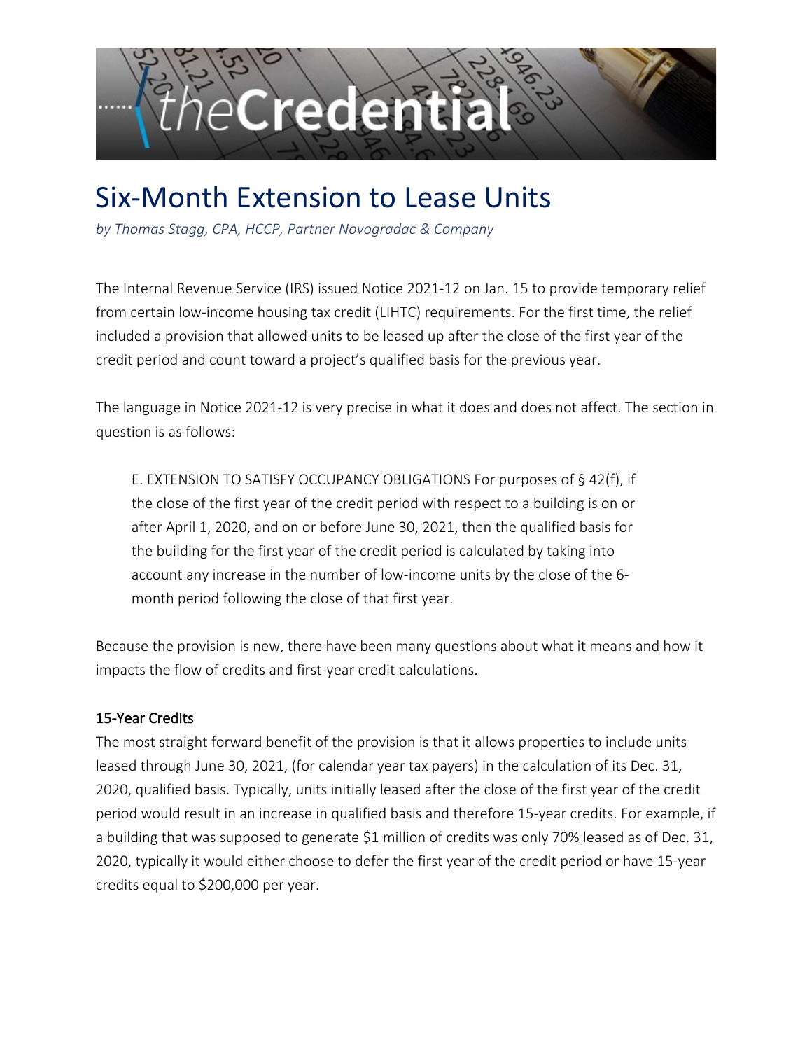# Six-Month Extension to Lease Units

*by Thomas Stagg, CPA, HCCP, Partner Novogradac & Company*

The Internal Revenue Service (IRS) issued Notice 2021-12 on Jan. 15 to provide temporary relief from certain low-income housing tax credit (LIHTC) requirements. For the first time, the relief included a provision that allowed units to be leased up after the close of the first year of the credit period and count toward a project's qualified basis for the previous year.

The language in Notice 2021-12 is very precise in what it does and does not affect. The section in question is as follows:

> E. EXTENSION TO SATISFY OCCUPANCY OBLIGATIONS For purposes of § 42(f), if the close of the first year of the credit period with respect to a building is on or after April 1, 2020, and on or before June 30, 2021, then the qualified basis for the building for the first year of the credit period is calculated by taking into account any increase in the number of low-income units by the close of the 6-month period following the close of that first year.

Because the provision is new, there have been many questions about what it means and how it impacts the flow of credits and first-year credit calculations.

## 15-Year Credits

The most straight forward benefit of the provision is that it allows properties to include units leased through June 30, 2021, (for calendar year tax payers) in the calculation of its Dec. 31, 2020, qualified basis. Typically, units initially leased after the close of the first year of the credit period would result in an increase in qualified basis and therefore 15-year credits. For example, if a building that was supposed to generate $1 million of credits was only 70% leased as of Dec. 31, 2020, typically it would either choose to defer the first year of the credit period or have 15-year credits equal to $200,000 per year.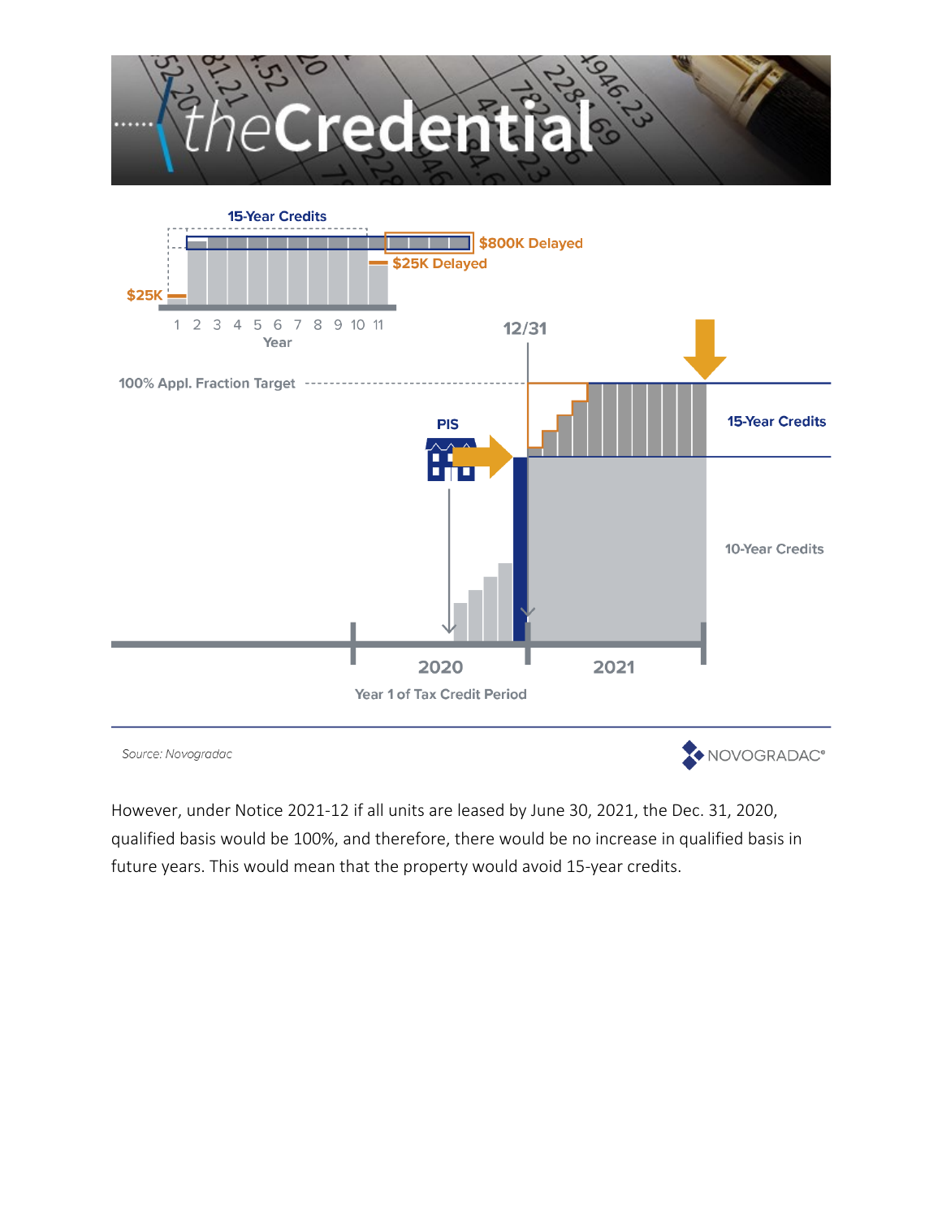15-Year Credits

$800K Delayed

$25K Delayed

$25K

1 2 3 4 5 6 7 8 9 10 11

Year

12/31

100% Appl. Fraction Target

PIS

15-Year Credits

10-Year Credits

2020

2021

Year 1 of Tax Credit Period

*Source: Novogradac*

NOVOGRADAC®

However, under Notice 2021-12 if all units are leased by June 30, 2021, the Dec. 31, 2020, qualified basis would be 100%, and therefore, there would be no increase in qualified basis in future years. This would mean that the property would avoid 15-year credits.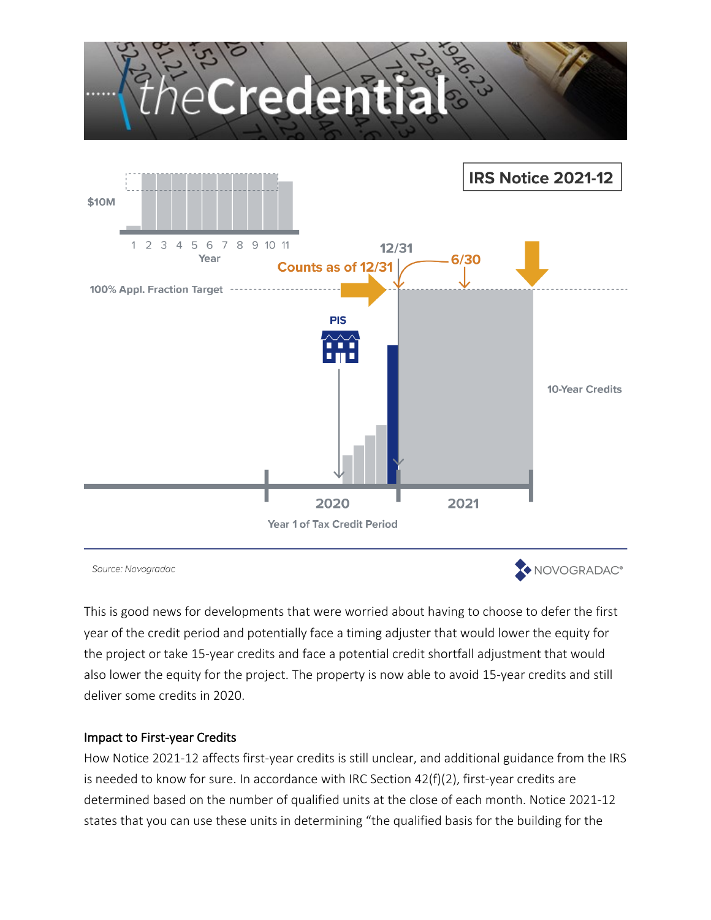IRS Notice 2021-12

$10M

1 2 3 4 5 6 7 8 9 10 11

Year

12/31

6/30

Counts as of 12/31

100% Appl. Fraction Target

PIS

10-Year Credits

2020

2021

Year 1 of Tax Credit Period

*Source: Novogradac*

This is good news for developments that were worried about having to choose to defer the first year of the credit period and potentially face a timing adjuster that would lower the equity for the project or take 15-year credits and face a potential credit shortfall adjustment that would also lower the equity for the project. The property is now able to avoid 15-year credits and still deliver some credits in 2020.

### Impact to First-year Credits

How Notice 2021-12 affects first-year credits is still unclear, and additional guidance from the IRS is needed to know for sure. In accordance with IRC Section 42(f)(2), first-year credits are determined based on the number of qualified units at the close of each month. Notice 2021-12 states that you can use these units in determining "the qualified basis for the building for the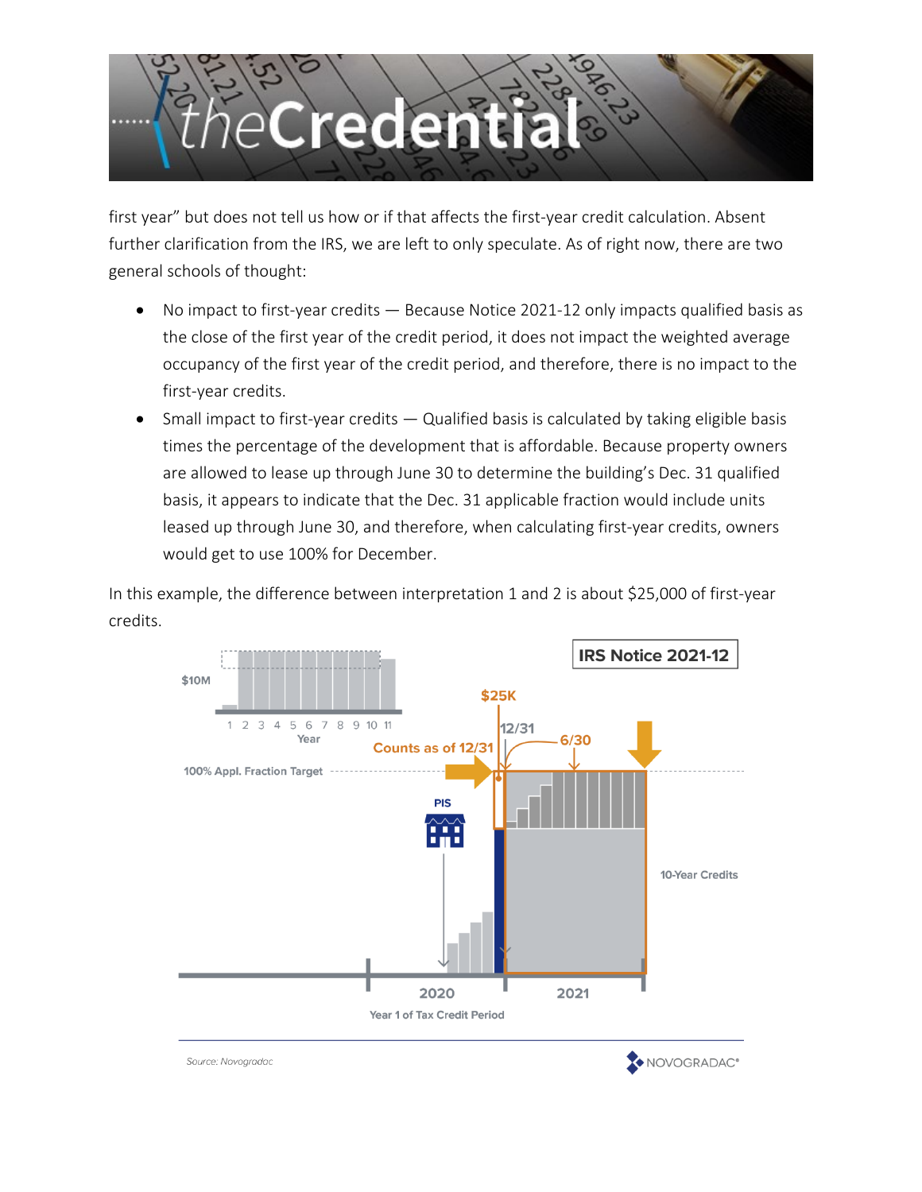first year" but does not tell us how or if that affects the first-year credit calculation. Absent further clarification from the IRS, we are left to only speculate. As of right now, there are two general schools of thought:

- No impact to first-year credits — Because Notice 2021-12 only impacts qualified basis as the close of the first year of the credit period, it does not impact the weighted average occupancy of the first year of the credit period, and therefore, there is no impact to the first-year credits.
- Small impact to first-year credits — Qualified basis is calculated by taking eligible basis times the percentage of the development that is affordable. Because property owners are allowed to lease up through June 30 to determine the building's Dec. 31 qualified basis, it appears to indicate that the Dec. 31 applicable fraction would include units leased up through June 30, and therefore, when calculating first-year credits, owners would get to use 100% for December.

In this example, the difference between interpretation 1 and 2 is about $25,000 of first-year credits.

IRS Notice 2021-12

$10M

1 2 3 4 5 6 7 8 9 10 11
Year

$25K

12/31

6/30

Counts as of 12/31

100% Appl. Fraction Target

PIS

10-Year Credits

2020

2021

Year 1 of Tax Credit Period

Source: Novogradac

NOVOGRADAC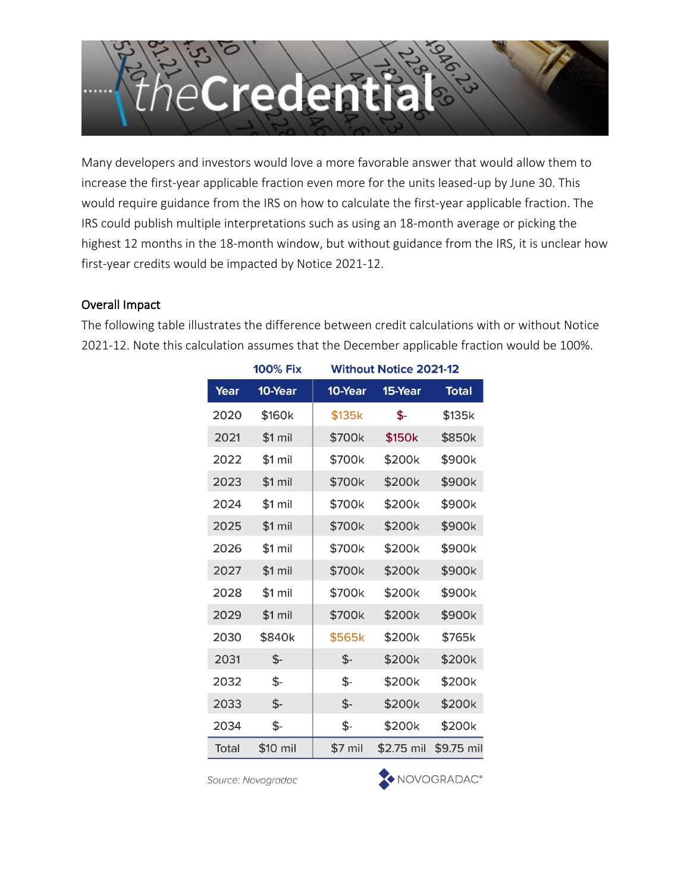Many developers and investors would love a more favorable answer that would allow them to increase the first-year applicable fraction even more for the units leased-up by June 30. This would require guidance from the IRS on how to calculate the first-year applicable fraction. The IRS could publish multiple interpretations such as using an 18-month average or picking the highest 12 months in the 18-month window, but without guidance from the IRS, it is unclear how first-year credits would be impacted by Notice 2021-12.

### Overall Impact

The following table illustrates the difference between credit calculations with or without Notice 2021-12. Note this calculation assumes that the December applicable fraction would be 100%.

| | 100% Fix | Without Notice 2021-12 | | |
|---|---|---|---|---|
| **Year** | **10-Year** | **10-Year** | **15-Year** | **Total** |
| 2020 | $160k | $135k | $- | $135k |
| 2021 | $1 mil | $700k | $150k | $850k |
| 2022 | $1 mil | $700k | $200k | $900k |
| 2023 | $1 mil | $700k | $200k | $900k |
| 2024 | $1 mil | $700k | $200k | $900k |
| 2025 | $1 mil | $700k | $200k | $900k |
| 2026 | $1 mil | $700k | $200k | $900k |
| 2027 | $1 mil | $700k | $200k | $900k |
| 2028 | $1 mil | $700k | $200k | $900k |
| 2029 | $1 mil | $700k | $200k | $900k |
| 2030 | $840k | $565k | $200k | $765k |
| 2031 | $- | $- | $200k | $200k |
| 2032 | $- | $- | $200k | $200k |
| 2033 | $- | $- | $200k | $200k |
| 2034 | $- | $- | $200k | $200k |
| Total | $10 mil | $7 mil | $2.75 mil | $9.75 mil |

*Source: Novogradac*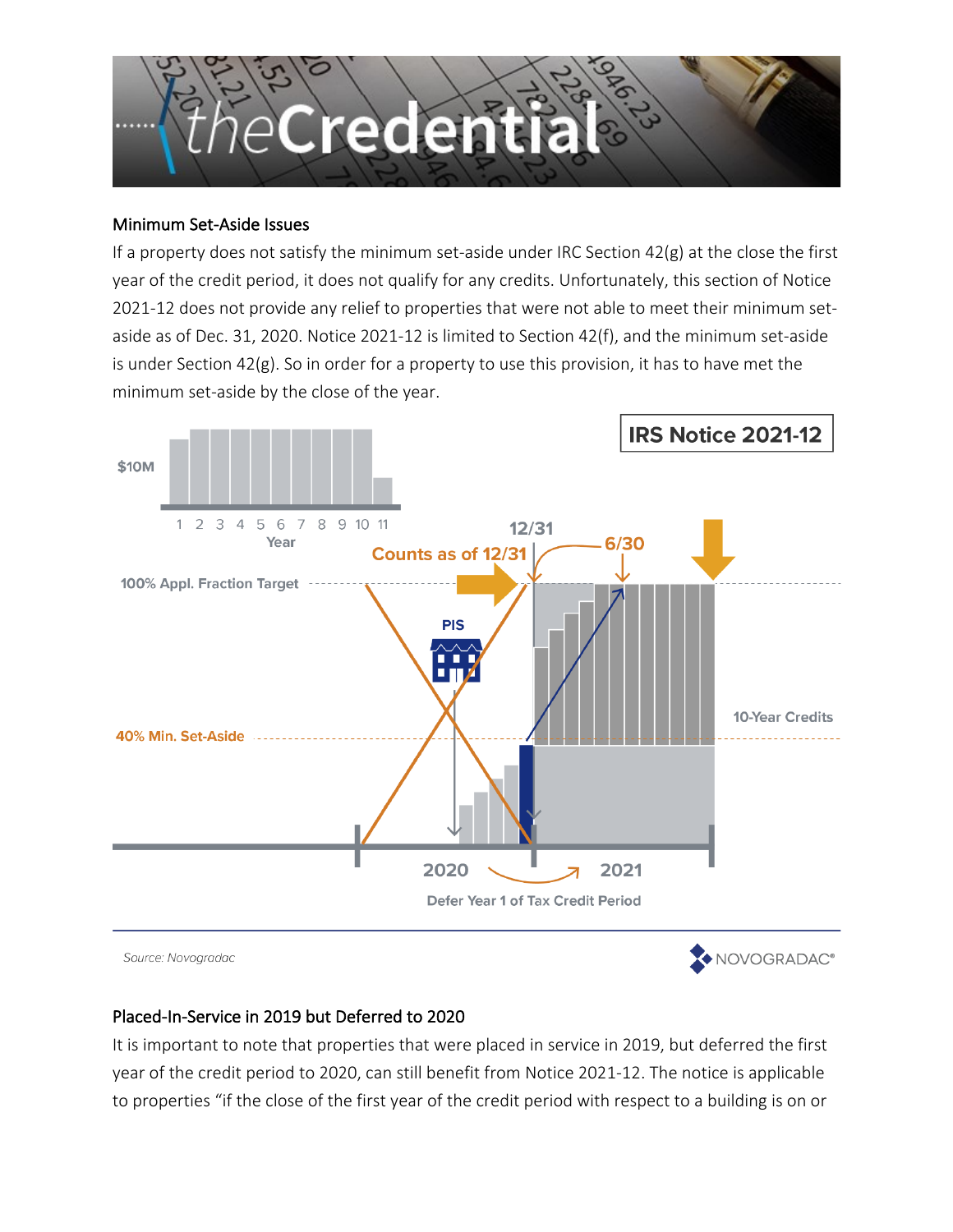## Minimum Set-Aside Issues

If a property does not satisfy the minimum set-aside under IRC Section 42(g) at the close the first year of the credit period, it does not qualify for any credits. Unfortunately, this section of Notice 2021-12 does not provide any relief to properties that were not able to meet their minimum set-aside as of Dec. 31, 2020. Notice 2021-12 is limited to Section 42(f), and the minimum set-aside is under Section 42(g). So in order for a property to use this provision, it has to have met the minimum set-aside by the close of the year.

IRS Notice 2021-12

$10M

1 2 3 4 5 6 7 8 9 10 11

Year

12/31

6/30

Counts as of 12/31

100% Appl. Fraction Target

PIS

10-Year Credits

40% Min. Set-Aside

2020

2021

Defer Year 1 of Tax Credit Period

Source: Novogradac

NOVOGRADAC®

## Placed-In-Service in 2019 but Deferred to 2020

It is important to note that properties that were placed in service in 2019, but deferred the first year of the credit period to 2020, can still benefit from Notice 2021-12. The notice is applicable to properties "if the close of the first year of the credit period with respect to a building is on or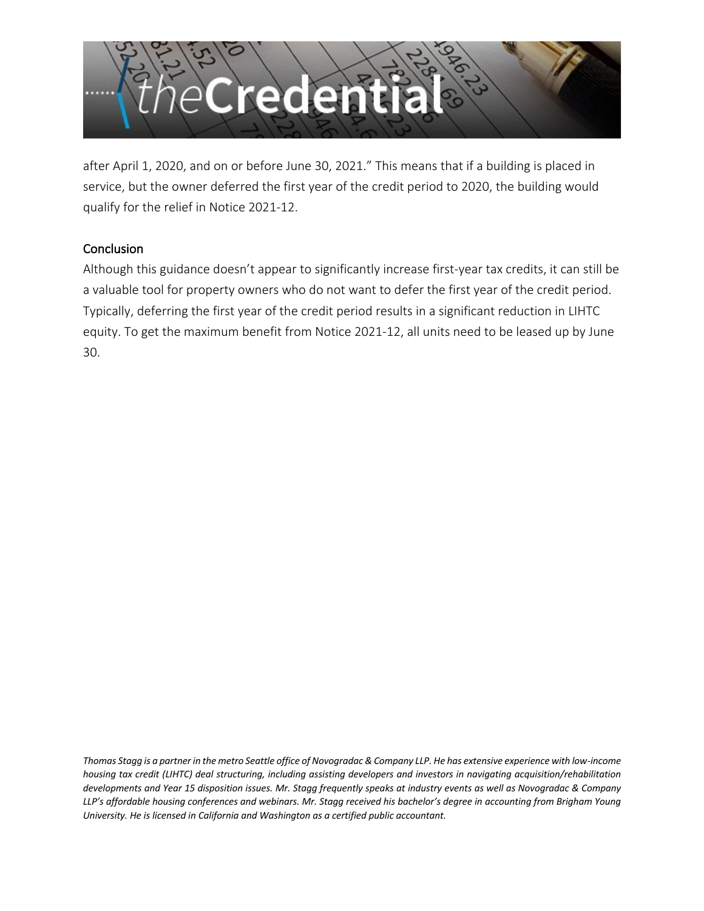after April 1, 2020, and on or before June 30, 2021." This means that if a building is placed in service, but the owner deferred the first year of the credit period to 2020, the building would qualify for the relief in Notice 2021-12.

## Conclusion

Although this guidance doesn't appear to significantly increase first-year tax credits, it can still be a valuable tool for property owners who do not want to defer the first year of the credit period. Typically, deferring the first year of the credit period results in a significant reduction in LIHTC equity. To get the maximum benefit from Notice 2021-12, all units need to be leased up by June 30.

*Thomas Stagg is a partner in the metro Seattle office of Novogradac & Company LLP. He has extensive experience with low-income housing tax credit (LIHTC) deal structuring, including assisting developers and investors in navigating acquisition/rehabilitation developments and Year 15 disposition issues. Mr. Stagg frequently speaks at industry events as well as Novogradac & Company LLP's affordable housing conferences and webinars. Mr. Stagg received his bachelor's degree in accounting from Brigham Young University. He is licensed in California and Washington as a certified public accountant.*